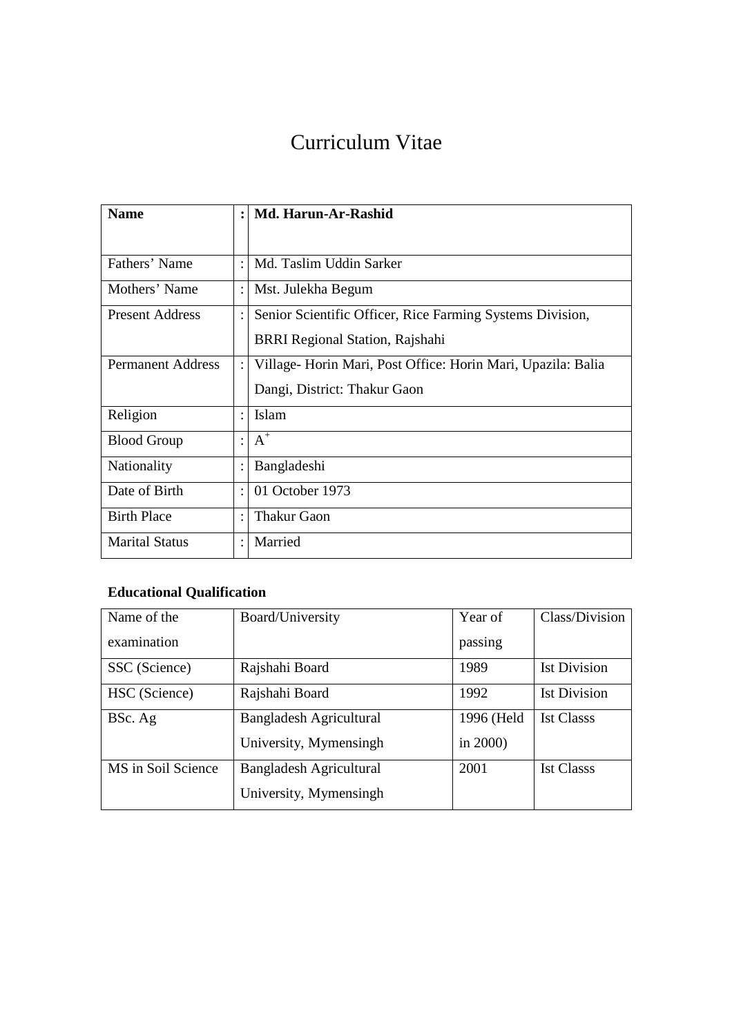# Curriculum Vitae

| **Name** | **:** | **Md. Harun-Ar-Rashid** |
|---|---|---|
| Fathers' Name | : | Md. Taslim Uddin Sarker |
| Mothers' Name | : | Mst. Julekha Begum |
| Present Address | : | Senior Scientific Officer, Rice Farming Systems Division, BRRI Regional Station, Rajshahi |
| Permanent Address | : | Village- Horin Mari, Post Office: Horin Mari, Upazila: Balia Dangi, District: Thakur Gaon |
| Religion | : | Islam |
| Blood Group | : | $A^+$ |
| Nationality | : | Bangladeshi |
| Date of Birth | : | 01 October 1973 |
| Birth Place | : | Thakur Gaon |
| Marital Status | : | Married |

**Educational Qualification**

| Name of the examination | Board/University | Year of passing | Class/Division |
|---|---|---|---|
| SSC (Science) | Rajshahi Board | 1989 | Ist Division |
| HSC (Science) | Rajshahi Board | 1992 | Ist Division |
| BSc. Ag | Bangladesh Agricultural University, Mymensingh | 1996 (Held in 2000) | Ist Classs |
| MS in Soil Science | Bangladesh Agricultural University, Mymensingh | 2001 | Ist Classs |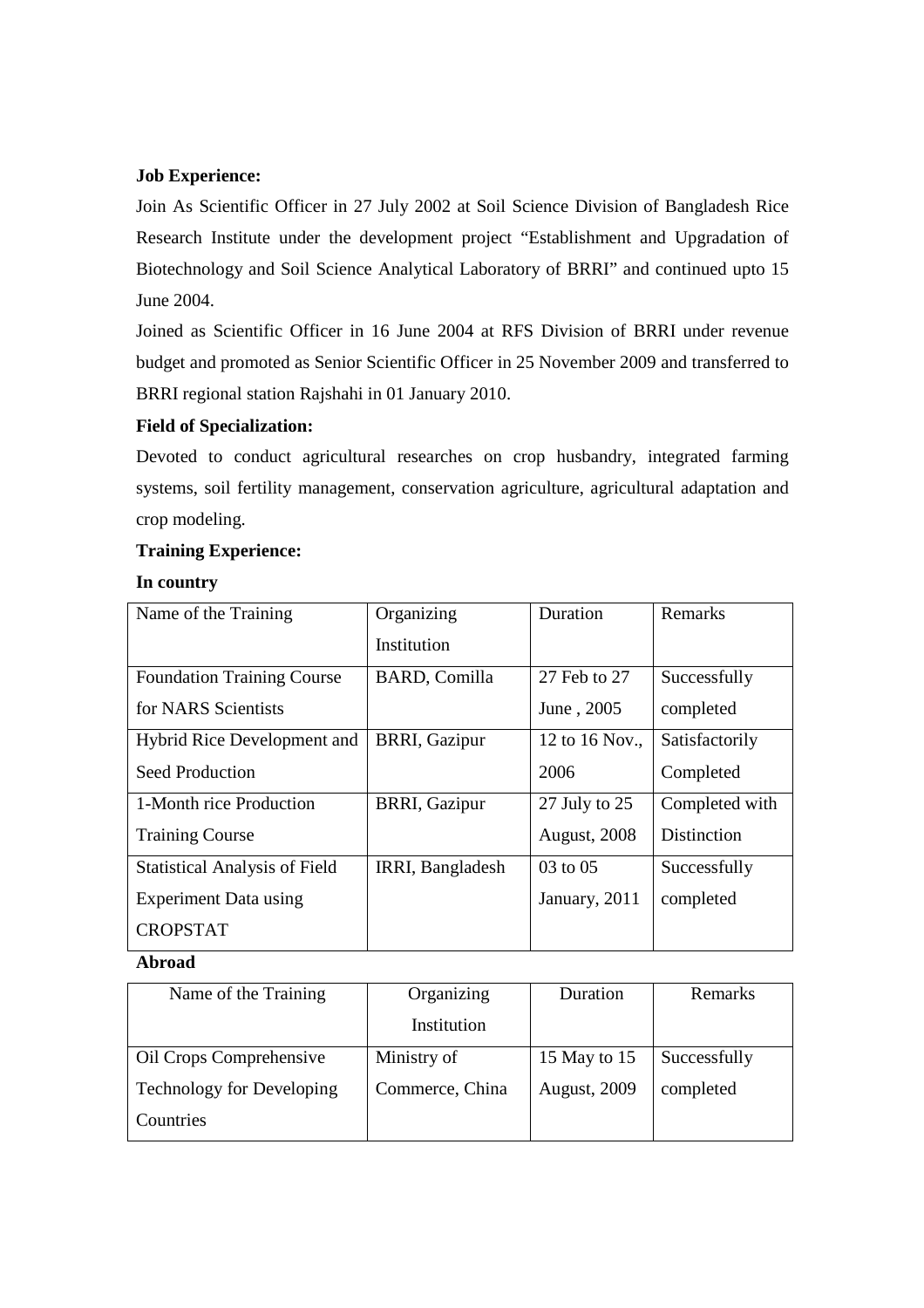**Job Experience:**

Join As Scientific Officer in 27 July 2002 at Soil Science Division of Bangladesh Rice Research Institute under the development project "Establishment and Upgradation of Biotechnology and Soil Science Analytical Laboratory of BRRI" and continued upto 15 June 2004.

Joined as Scientific Officer in 16 June 2004 at RFS Division of BRRI under revenue budget and promoted as Senior Scientific Officer in 25 November 2009 and transferred to BRRI regional station Rajshahi in 01 January 2010.

**Field of Specialization:**

Devoted to conduct agricultural researches on crop husbandry, integrated farming systems, soil fertility management, conservation agriculture, agricultural adaptation and crop modeling.

**Training Experience:**

**In country**

| Name of the Training | Organizing Institution | Duration | Remarks |
|---|---|---|---|
| Foundation Training Course for NARS Scientists | BARD, Comilla | 27 Feb to 27 June , 2005 | Successfully completed |
| Hybrid Rice Development and Seed Production | BRRI, Gazipur | 12 to 16 Nov., 2006 | Satisfactorily Completed |
| 1-Month rice Production Training Course | BRRI, Gazipur | 27 July to 25 August, 2008 | Completed with Distinction |
| Statistical Analysis of Field Experiment Data using CROPSTAT | IRRI, Bangladesh | 03 to 05 January, 2011 | Successfully completed |

**Abroad**

| Name of the Training | Organizing Institution | Duration | Remarks |
|---|---|---|---|
| Oil Crops Comprehensive Technology for Developing Countries | Ministry of Commerce, China | 15 May to 15 August, 2009 | Successfully completed |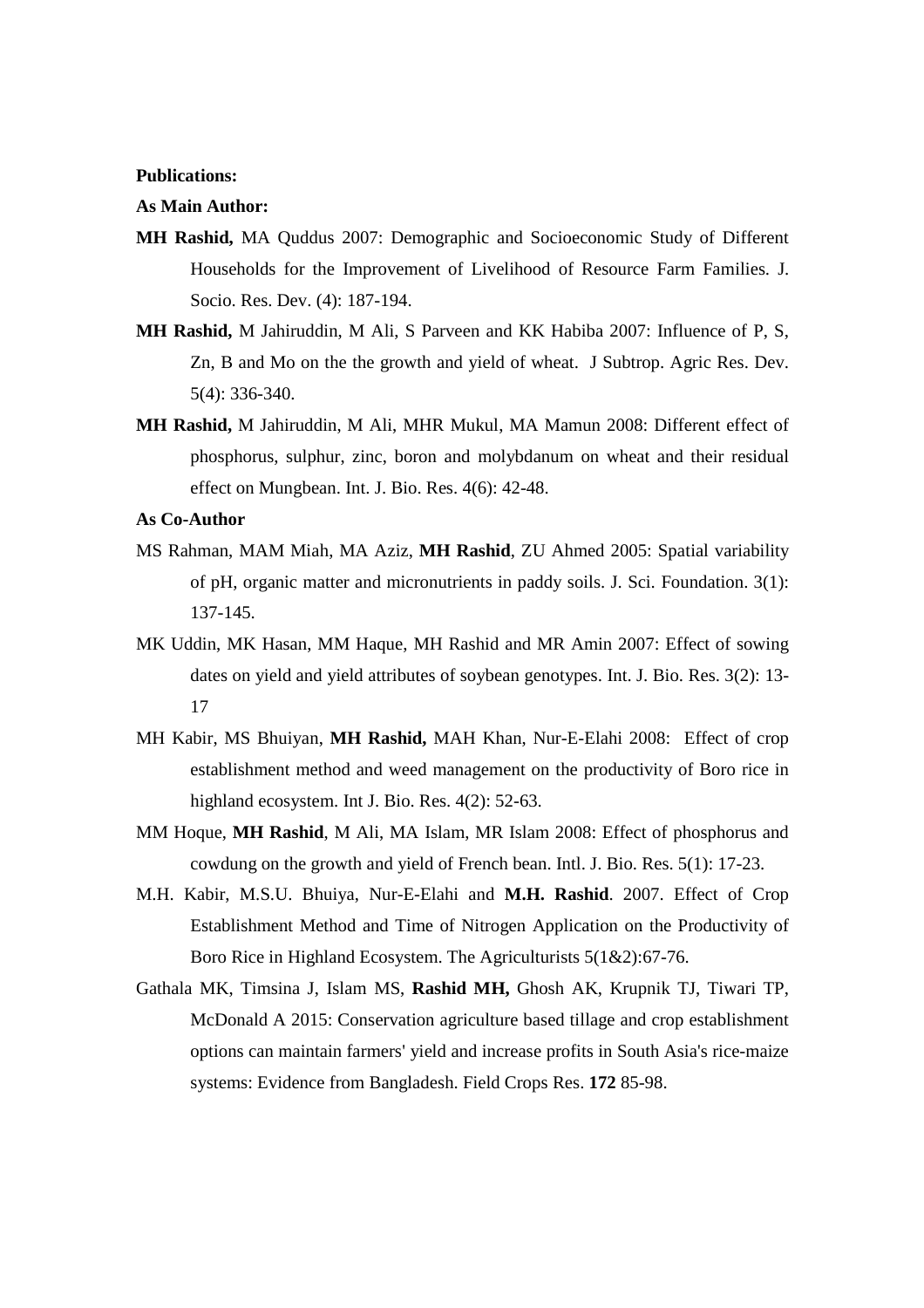**Publications:**

**As Main Author:**

**MH Rashid,** MA Quddus 2007: Demographic and Socioeconomic Study of Different Households for the Improvement of Livelihood of Resource Farm Families. J. Socio. Res. Dev. (4): 187-194.

**MH Rashid,** M Jahiruddin, M Ali, S Parveen and KK Habiba 2007: Influence of P, S, Zn, B and Mo on the the growth and yield of wheat. J Subtrop. Agric Res. Dev. 5(4): 336-340.

**MH Rashid,** M Jahiruddin, M Ali, MHR Mukul, MA Mamun 2008: Different effect of phosphorus, sulphur, zinc, boron and molybdanum on wheat and their residual effect on Mungbean. Int. J. Bio. Res. 4(6): 42-48.

**As Co-Author**

MS Rahman, MAM Miah, MA Aziz, **MH Rashid**, ZU Ahmed 2005: Spatial variability of pH, organic matter and micronutrients in paddy soils. J. Sci. Foundation. 3(1): 137-145.

MK Uddin, MK Hasan, MM Haque, MH Rashid and MR Amin 2007: Effect of sowing dates on yield and yield attributes of soybean genotypes. Int. J. Bio. Res. 3(2): 13-17

MH Kabir, MS Bhuiyan, **MH Rashid,** MAH Khan, Nur-E-Elahi 2008: Effect of crop establishment method and weed management on the productivity of Boro rice in highland ecosystem. Int J. Bio. Res. 4(2): 52-63.

MM Hoque, **MH Rashid**, M Ali, MA Islam, MR Islam 2008: Effect of phosphorus and cowdung on the growth and yield of French bean. Intl. J. Bio. Res. 5(1): 17-23.

M.H. Kabir, M.S.U. Bhuiya, Nur-E-Elahi and **M.H. Rashid**. 2007. Effect of Crop Establishment Method and Time of Nitrogen Application on the Productivity of Boro Rice in Highland Ecosystem. The Agriculturists 5(1&2):67-76.

Gathala MK, Timsina J, Islam MS, **Rashid MH,** Ghosh AK, Krupnik TJ, Tiwari TP, McDonald A 2015: Conservation agriculture based tillage and crop establishment options can maintain farmers' yield and increase profits in South Asia's rice-maize systems: Evidence from Bangladesh. Field Crops Res. **172** 85-98.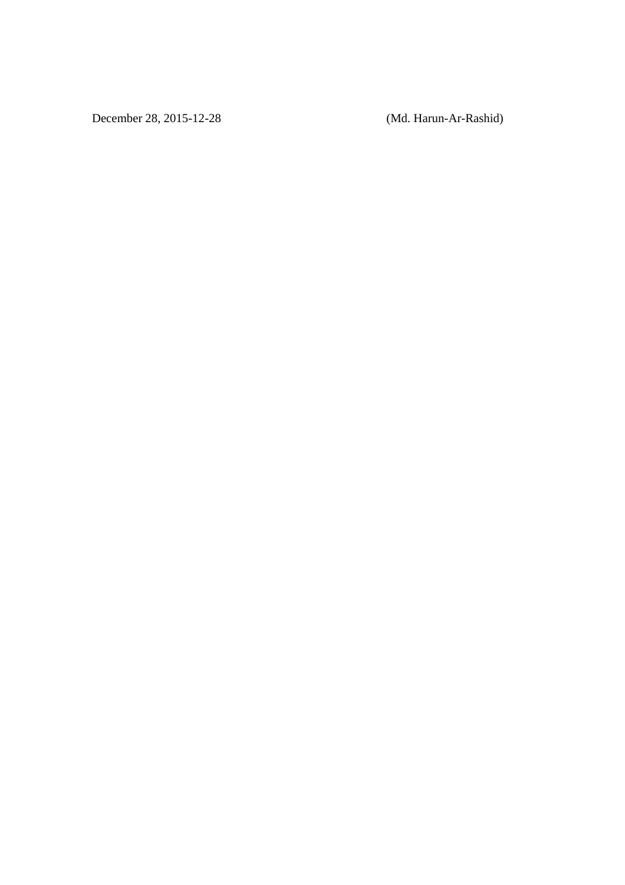December 28, 2015-12-28 (Md. Harun-Ar-Rashid)